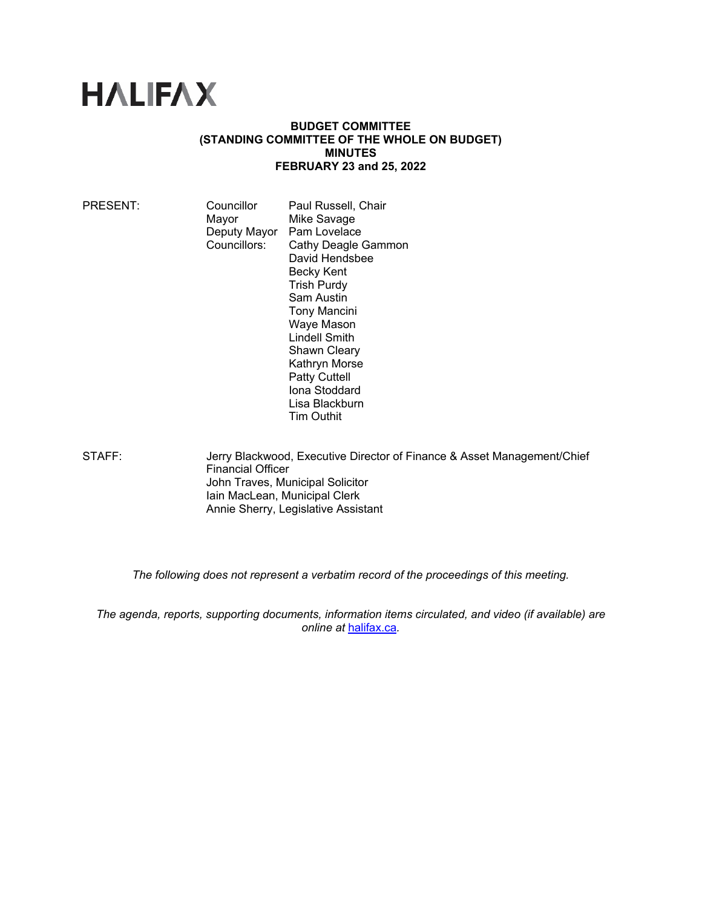# HALIFAX

**BUDGET COMMITTEE**
**(STANDING COMMITTEE OF THE WHOLE ON BUDGET)**
**MINUTES**
**FEBRUARY 23 and 25, 2022**

| | | |
|---|---|---|
| PRESENT: | Councillor | Paul Russell, Chair |
| | Mayor | Mike Savage |
| | Deputy Mayor | Pam Lovelace |
| | Councillors: | Cathy Deagle Gammon |
| | | David Hendsbee |
| | | Becky Kent |
| | | Trish Purdy |
| | | Sam Austin |
| | | Tony Mancini |
| | | Waye Mason |
| | | Lindell Smith |
| | | Shawn Cleary |
| | | Kathryn Morse |
| | | Patty Cuttell |
| | | Iona Stoddard |
| | | Lisa Blackburn |
| | | Tim Outhit |

STAFF:
Jerry Blackwood, Executive Director of Finance & Asset Management/Chief Financial Officer
John Traves, Municipal Solicitor
Iain MacLean, Municipal Clerk
Annie Sherry, Legislative Assistant

*The following does not represent a verbatim record of the proceedings of this meeting.*

*The agenda, reports, supporting documents, information items circulated, and video (if available) are online at [halifax.ca](halifax.ca).*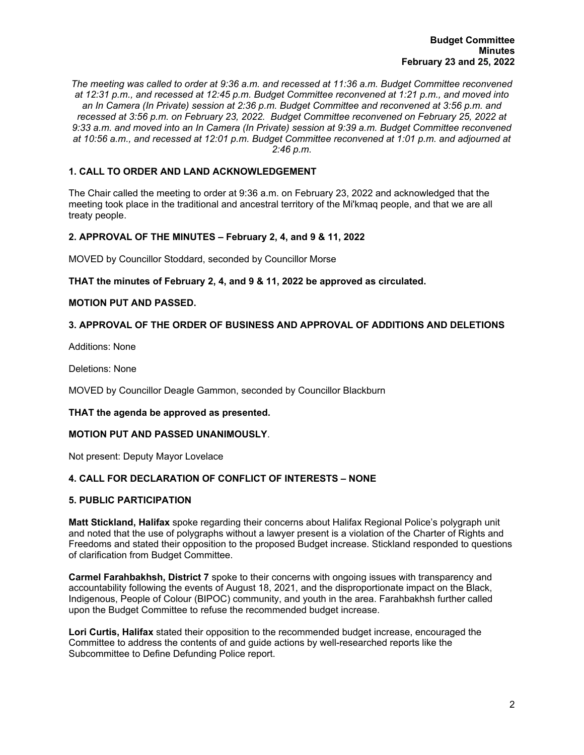**Budget Committee**
**Minutes**
**February 23 and 25, 2022**

*The meeting was called to order at 9:36 a.m. and recessed at 11:36 a.m. Budget Committee reconvened at 12:31 p.m., and recessed at 12:45 p.m. Budget Committee reconvened at 1:21 p.m., and moved into an In Camera (In Private) session at 2:36 p.m. Budget Committee and reconvened at 3:56 p.m. and recessed at 3:56 p.m. on February 23, 2022. Budget Committee reconvened on February 25, 2022 at 9:33 a.m. and moved into an In Camera (In Private) session at 9:39 a.m. Budget Committee reconvened at 10:56 a.m., and recessed at 12:01 p.m. Budget Committee reconvened at 1:01 p.m. and adjourned at 2:46 p.m.*

## 1. CALL TO ORDER AND LAND ACKNOWLEDGEMENT

The Chair called the meeting to order at 9:36 a.m. on February 23, 2022 and acknowledged that the meeting took place in the traditional and ancestral territory of the Mi'kmaq people, and that we are all treaty people.

## 2. APPROVAL OF THE MINUTES – February 2, 4, and 9 & 11, 2022

MOVED by Councillor Stoddard, seconded by Councillor Morse

**THAT the minutes of February 2, 4, and 9 & 11, 2022 be approved as circulated.**

**MOTION PUT AND PASSED.**

## 3. APPROVAL OF THE ORDER OF BUSINESS AND APPROVAL OF ADDITIONS AND DELETIONS

Additions: None

Deletions: None

MOVED by Councillor Deagle Gammon, seconded by Councillor Blackburn

**THAT the agenda be approved as presented.**

**MOTION PUT AND PASSED UNANIMOUSLY**.

Not present: Deputy Mayor Lovelace

## 4. CALL FOR DECLARATION OF CONFLICT OF INTERESTS – NONE

## 5. PUBLIC PARTICIPATION

**Matt Stickland, Halifax** spoke regarding their concerns about Halifax Regional Police's polygraph unit and noted that the use of polygraphs without a lawyer present is a violation of the Charter of Rights and Freedoms and stated their opposition to the proposed Budget increase. Stickland responded to questions of clarification from Budget Committee.

**Carmel Farahbakhsh, District 7** spoke to their concerns with ongoing issues with transparency and accountability following the events of August 18, 2021, and the disproportionate impact on the Black, Indigenous, People of Colour (BIPOC) community, and youth in the area. Farahbakhsh further called upon the Budget Committee to refuse the recommended budget increase.

**Lori Curtis, Halifax** stated their opposition to the recommended budget increase, encouraged the Committee to address the contents of and guide actions by well-researched reports like the Subcommittee to Define Defunding Police report.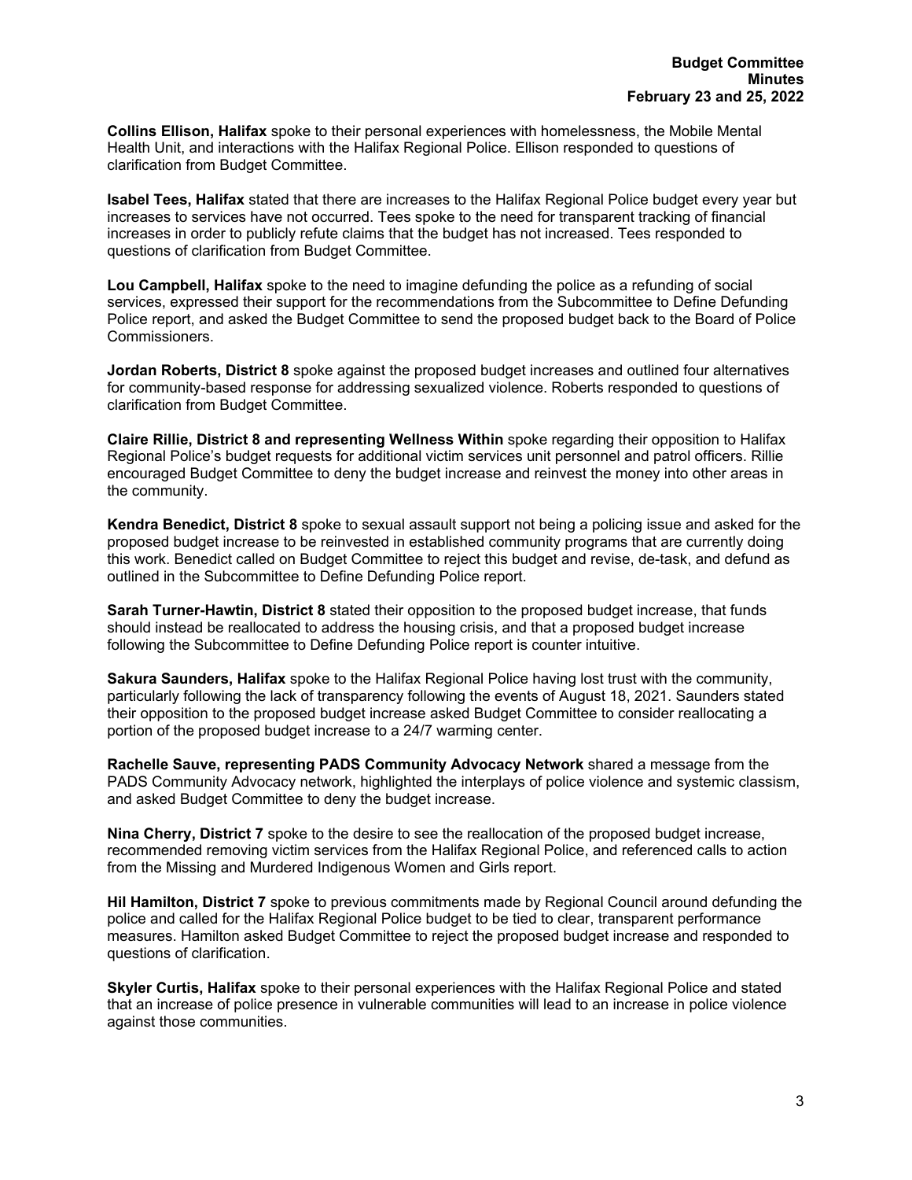**Collins Ellison, Halifax** spoke to their personal experiences with homelessness, the Mobile Mental Health Unit, and interactions with the Halifax Regional Police. Ellison responded to questions of clarification from Budget Committee.

**Isabel Tees, Halifax** stated that there are increases to the Halifax Regional Police budget every year but increases to services have not occurred. Tees spoke to the need for transparent tracking of financial increases in order to publicly refute claims that the budget has not increased. Tees responded to questions of clarification from Budget Committee.

**Lou Campbell, Halifax** spoke to the need to imagine defunding the police as a refunding of social services, expressed their support for the recommendations from the Subcommittee to Define Defunding Police report, and asked the Budget Committee to send the proposed budget back to the Board of Police Commissioners.

**Jordan Roberts, District 8** spoke against the proposed budget increases and outlined four alternatives for community-based response for addressing sexualized violence. Roberts responded to questions of clarification from Budget Committee.

**Claire Rillie, District 8 and representing Wellness Within** spoke regarding their opposition to Halifax Regional Police's budget requests for additional victim services unit personnel and patrol officers. Rillie encouraged Budget Committee to deny the budget increase and reinvest the money into other areas in the community.

**Kendra Benedict, District 8** spoke to sexual assault support not being a policing issue and asked for the proposed budget increase to be reinvested in established community programs that are currently doing this work. Benedict called on Budget Committee to reject this budget and revise, de-task, and defund as outlined in the Subcommittee to Define Defunding Police report.

**Sarah Turner-Hawtin, District 8** stated their opposition to the proposed budget increase, that funds should instead be reallocated to address the housing crisis, and that a proposed budget increase following the Subcommittee to Define Defunding Police report is counter intuitive.

**Sakura Saunders, Halifax** spoke to the Halifax Regional Police having lost trust with the community, particularly following the lack of transparency following the events of August 18, 2021. Saunders stated their opposition to the proposed budget increase asked Budget Committee to consider reallocating a portion of the proposed budget increase to a 24/7 warming center.

**Rachelle Sauve, representing PADS Community Advocacy Network** shared a message from the PADS Community Advocacy network, highlighted the interplays of police violence and systemic classism, and asked Budget Committee to deny the budget increase.

**Nina Cherry, District 7** spoke to the desire to see the reallocation of the proposed budget increase, recommended removing victim services from the Halifax Regional Police, and referenced calls to action from the Missing and Murdered Indigenous Women and Girls report.

**Hil Hamilton, District 7** spoke to previous commitments made by Regional Council around defunding the police and called for the Halifax Regional Police budget to be tied to clear, transparent performance measures. Hamilton asked Budget Committee to reject the proposed budget increase and responded to questions of clarification.

**Skyler Curtis, Halifax** spoke to their personal experiences with the Halifax Regional Police and stated that an increase of police presence in vulnerable communities will lead to an increase in police violence against those communities.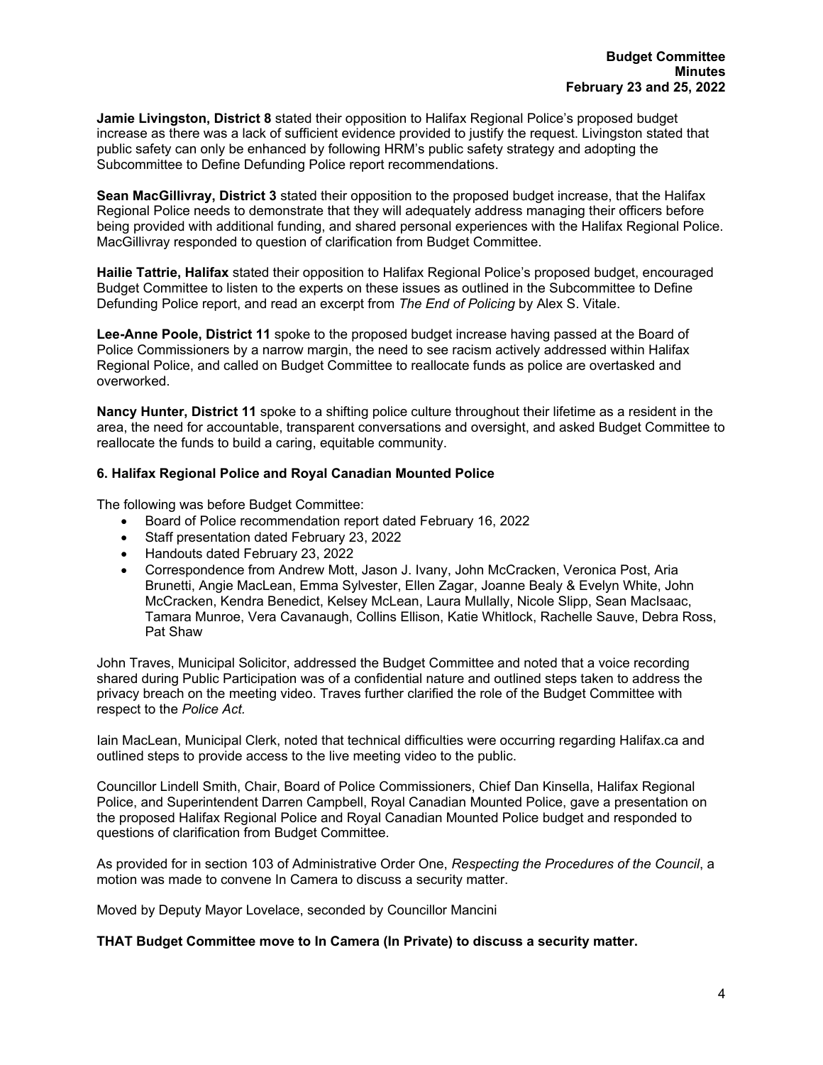**Jamie Livingston, District 8** stated their opposition to Halifax Regional Police's proposed budget increase as there was a lack of sufficient evidence provided to justify the request. Livingston stated that public safety can only be enhanced by following HRM's public safety strategy and adopting the Subcommittee to Define Defunding Police report recommendations.

**Sean MacGillivray, District 3** stated their opposition to the proposed budget increase, that the Halifax Regional Police needs to demonstrate that they will adequately address managing their officers before being provided with additional funding, and shared personal experiences with the Halifax Regional Police. MacGillivray responded to question of clarification from Budget Committee.

**Hailie Tattrie, Halifax** stated their opposition to Halifax Regional Police's proposed budget, encouraged Budget Committee to listen to the experts on these issues as outlined in the Subcommittee to Define Defunding Police report, and read an excerpt from *The End of Policing* by Alex S. Vitale.

**Lee-Anne Poole, District 11** spoke to the proposed budget increase having passed at the Board of Police Commissioners by a narrow margin, the need to see racism actively addressed within Halifax Regional Police, and called on Budget Committee to reallocate funds as police are overtasked and overworked.

**Nancy Hunter, District 11** spoke to a shifting police culture throughout their lifetime as a resident in the area, the need for accountable, transparent conversations and oversight, and asked Budget Committee to reallocate the funds to build a caring, equitable community.

### 6. Halifax Regional Police and Royal Canadian Mounted Police

The following was before Budget Committee:

- Board of Police recommendation report dated February 16, 2022
- Staff presentation dated February 23, 2022
- Handouts dated February 23, 2022
- Correspondence from Andrew Mott, Jason J. Ivany, John McCracken, Veronica Post, Aria Brunetti, Angie MacLean, Emma Sylvester, Ellen Zagar, Joanne Bealy & Evelyn White, John McCracken, Kendra Benedict, Kelsey McLean, Laura Mullally, Nicole Slipp, Sean MacIsaac, Tamara Munroe, Vera Cavanaugh, Collins Ellison, Katie Whitlock, Rachelle Sauve, Debra Ross, Pat Shaw

John Traves, Municipal Solicitor, addressed the Budget Committee and noted that a voice recording shared during Public Participation was of a confidential nature and outlined steps taken to address the privacy breach on the meeting video. Traves further clarified the role of the Budget Committee with respect to the *Police Act.*

Iain MacLean, Municipal Clerk, noted that technical difficulties were occurring regarding Halifax.ca and outlined steps to provide access to the live meeting video to the public.

Councillor Lindell Smith, Chair, Board of Police Commissioners, Chief Dan Kinsella, Halifax Regional Police, and Superintendent Darren Campbell, Royal Canadian Mounted Police, gave a presentation on the proposed Halifax Regional Police and Royal Canadian Mounted Police budget and responded to questions of clarification from Budget Committee.

As provided for in section 103 of Administrative Order One, *Respecting the Procedures of the Council*, a motion was made to convene In Camera to discuss a security matter.

Moved by Deputy Mayor Lovelace, seconded by Councillor Mancini

**THAT Budget Committee move to In Camera (In Private) to discuss a security matter.**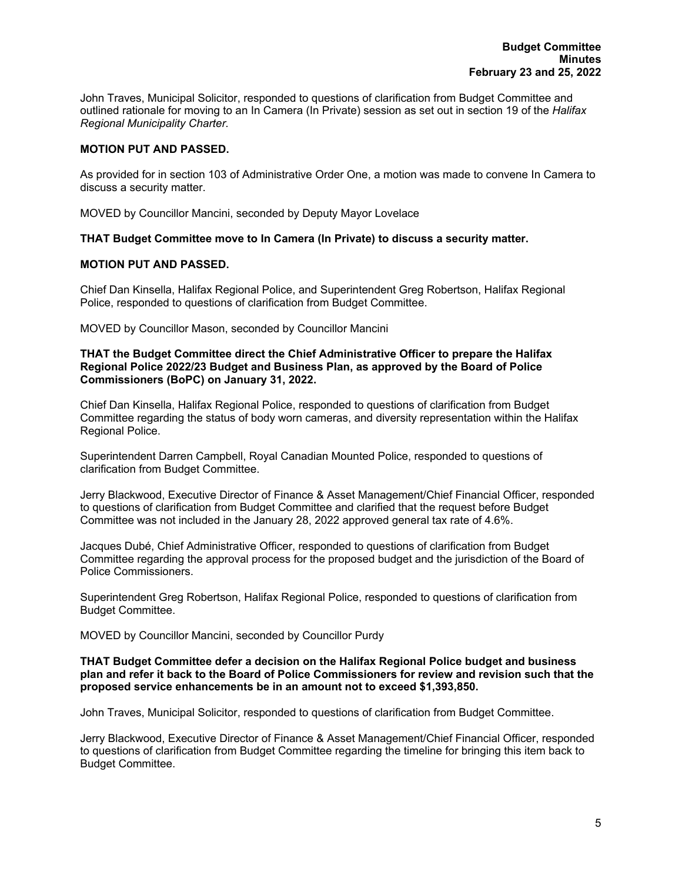John Traves, Municipal Solicitor, responded to questions of clarification from Budget Committee and outlined rationale for moving to an In Camera (In Private) session as set out in section 19 of the *Halifax Regional Municipality Charter*.

**MOTION PUT AND PASSED.**

As provided for in section 103 of Administrative Order One, a motion was made to convene In Camera to discuss a security matter.

MOVED by Councillor Mancini, seconded by Deputy Mayor Lovelace

**THAT Budget Committee move to In Camera (In Private) to discuss a security matter.**

**MOTION PUT AND PASSED.**

Chief Dan Kinsella, Halifax Regional Police, and Superintendent Greg Robertson, Halifax Regional Police, responded to questions of clarification from Budget Committee.

MOVED by Councillor Mason, seconded by Councillor Mancini

**THAT the Budget Committee direct the Chief Administrative Officer to prepare the Halifax Regional Police 2022/23 Budget and Business Plan, as approved by the Board of Police Commissioners (BoPC) on January 31, 2022.**

Chief Dan Kinsella, Halifax Regional Police, responded to questions of clarification from Budget Committee regarding the status of body worn cameras, and diversity representation within the Halifax Regional Police.

Superintendent Darren Campbell, Royal Canadian Mounted Police, responded to questions of clarification from Budget Committee.

Jerry Blackwood, Executive Director of Finance & Asset Management/Chief Financial Officer, responded to questions of clarification from Budget Committee and clarified that the request before Budget Committee was not included in the January 28, 2022 approved general tax rate of 4.6%.

Jacques Dubé, Chief Administrative Officer, responded to questions of clarification from Budget Committee regarding the approval process for the proposed budget and the jurisdiction of the Board of Police Commissioners.

Superintendent Greg Robertson, Halifax Regional Police, responded to questions of clarification from Budget Committee.

MOVED by Councillor Mancini, seconded by Councillor Purdy

**THAT Budget Committee defer a decision on the Halifax Regional Police budget and business plan and refer it back to the Board of Police Commissioners for review and revision such that the proposed service enhancements be in an amount not to exceed $1,393,850.**

John Traves, Municipal Solicitor, responded to questions of clarification from Budget Committee.

Jerry Blackwood, Executive Director of Finance & Asset Management/Chief Financial Officer, responded to questions of clarification from Budget Committee regarding the timeline for bringing this item back to Budget Committee.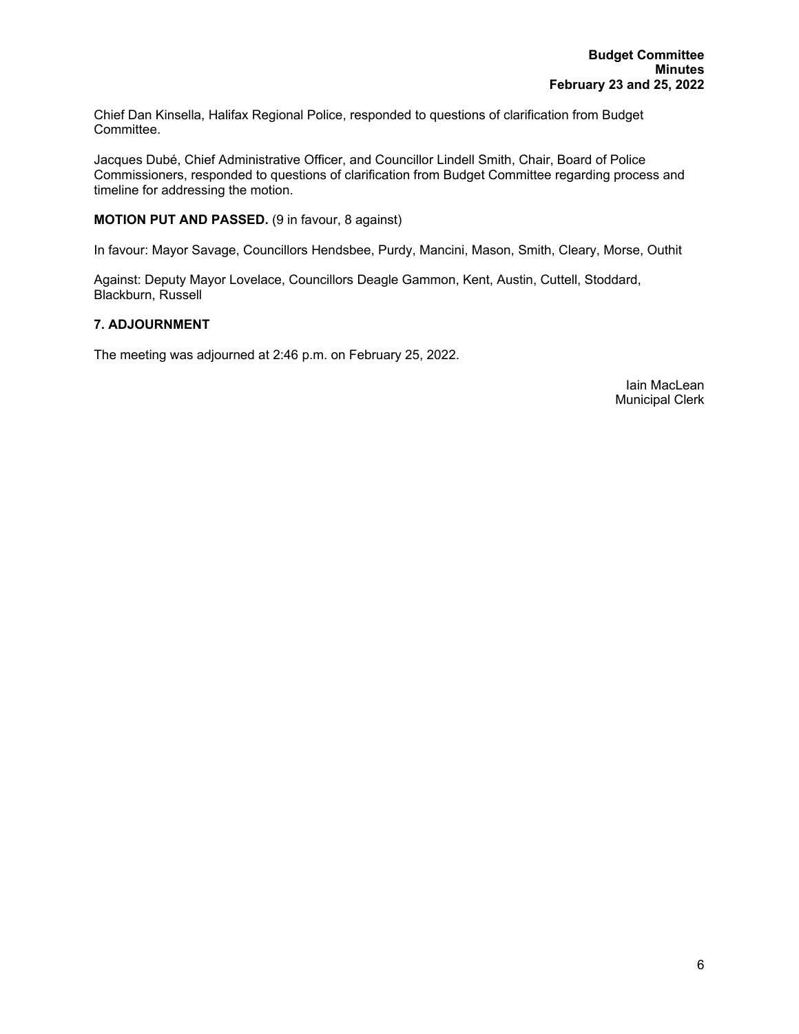Chief Dan Kinsella, Halifax Regional Police, responded to questions of clarification from Budget Committee.

Jacques Dubé, Chief Administrative Officer, and Councillor Lindell Smith, Chair, Board of Police Commissioners, responded to questions of clarification from Budget Committee regarding process and timeline for addressing the motion.

**MOTION PUT AND PASSED.** (9 in favour, 8 against)

In favour: Mayor Savage, Councillors Hendsbee, Purdy, Mancini, Mason, Smith, Cleary, Morse, Outhit

Against: Deputy Mayor Lovelace, Councillors Deagle Gammon, Kent, Austin, Cuttell, Stoddard, Blackburn, Russell

## 7. ADJOURNMENT

The meeting was adjourned at 2:46 p.m. on February 25, 2022.

Iain MacLean
Municipal Clerk